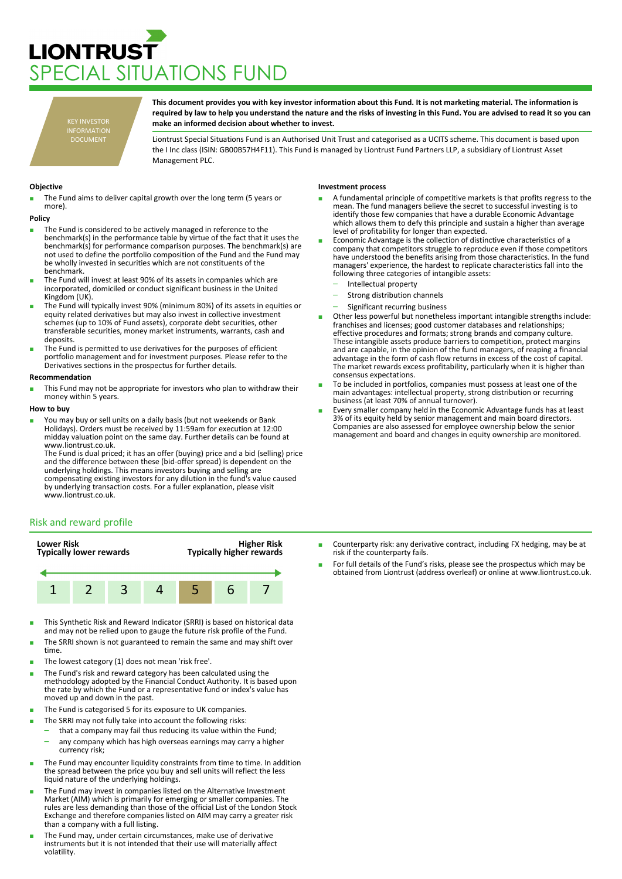# LIONTRUST SPECIAL SITUATIONS FUND

KEY INVESTOR INFORMATION DOCUMENT

**This document provides you with key investor information about this Fund. It is not marketing material. The information is required by law to help you understand the nature and the risks of investing in this Fund. You are advised to read it so you can make an informed decision about whether to invest.**

Liontrust Special Situations Fund is an Authorised Unit Trust and categorised as a UCITS scheme. This document is based upon the I Inc class (ISIN: GB00B57H4F11). This Fund is managed by Liontrust Fund Partners LLP, a subsidiary of Liontrust Asset Management PLC.

### Objective

- The Fund aims to deliver capital growth over the long term (5 years or more).

### Policy

- The Fund is considered to be actively managed in reference to the benchmark(s) in the performance table by virtue of the fact that it uses the benchmark(s) for performance comparison purposes. The benchmark(s) are not used to define the portfolio composition of the Fund and the Fund may be wholly invested in securities which are not constituents of the benchmark.
- The Fund will invest at least 90% of its assets in companies which are incorporated, domiciled or conduct significant business in the United Kingdom (UK).
- The Fund will typically invest 90% (minimum 80%) of its assets in equities or equity related derivatives but may also invest in collective investment schemes (up to 10% of Fund assets), corporate debt securities, other transferable securities, money market instruments, warrants, cash and deposits.
- The Fund is permitted to use derivatives for the purposes of efficient portfolio management and for investment purposes. Please refer to the Derivatives sections in the prospectus for further details.

### Recommendation

- This Fund may not be appropriate for investors who plan to withdraw their money within 5 years.

### How to buy

- You may buy or sell units on a daily basis (but not weekends or Bank Holidays). Orders must be received by 11:59am for execution at 12:00 midday valuation point on the same day. Further details can be found at www.liontrust.co.uk.
  The Fund is dual priced; it has an offer (buying) price and a bid (selling) price and the difference between these (bid-offer spread) is dependent on the underlying holdings. This means investors buying and selling are compensating existing investors for any dilution in the fund's value caused by underlying transaction costs. For a fuller explanation, please visit www.liontrust.co.uk.

### Investment process

- A fundamental principle of competitive markets is that profits regress to the mean. The fund managers believe the secret to successful investing is to identify those few companies that have a durable Economic Advantage which allows them to defy this principle and sustain a higher than average level of profitability for longer than expected.
- Economic Advantage is the collection of distinctive characteristics of a company that competitors struggle to reproduce even if those competitors have understood the benefits arising from those characteristics. In the fund managers' experience, the hardest to replicate characteristics fall into the following three categories of intangible assets:
  - Intellectual property
  - Strong distribution channels
  - Significant recurring business
- Other less powerful but nonetheless important intangible strengths include: franchises and licenses; good customer databases and relationships; effective procedures and formats; strong brands and company culture. These intangible assets produce barriers to competition, protect margins and are capable, in the opinion of the fund managers, of reaping a financial advantage in the form of cash flow returns in excess of the cost of capital. The market rewards excess profitability, particularly when it is higher than consensus expectations.
- To be included in portfolios, companies must possess at least one of the main advantages: intellectual property, strong distribution or recurring business (at least 70% of annual turnover).
- Every smaller company held in the Economic Advantage funds has at least 3% of its equity held by senior management and main board directors. Companies are also assessed for employee ownership below the senior management and board and changes in equity ownership are monitored.

## Risk and reward profile

| Lower Risk<br>Typically lower rewards | | | | | | Higher Risk<br>Typically higher rewards |
|---|---|---|---|---|---|---|
| 1 | 2 | 3 | 4 | **5** | 6 | 7 |

- This Synthetic Risk and Reward Indicator (SRRI) is based on historical data and may not be relied upon to gauge the future risk profile of the Fund.
- The SRRI shown is not guaranteed to remain the same and may shift over time.
- The lowest category (1) does not mean 'risk free'.
- The Fund's risk and reward category has been calculated using the methodology adopted by the Financial Conduct Authority. It is based upon the rate by which the Fund or a representative fund or index's value has moved up and down in the past.
- The Fund is categorised 5 for its exposure to UK companies.
- The SRRI may not fully take into account the following risks:
  - that a company may fail thus reducing its value within the Fund;
  - any company which has high overseas earnings may carry a higher currency risk;
- The Fund may encounter liquidity constraints from time to time. In addition the spread between the price you buy and sell units will reflect the less liquid nature of the underlying holdings.
- The Fund may invest in companies listed on the Alternative Investment Market (AIM) which is primarily for emerging or smaller companies. The rules are less demanding than those of the official List of the London Stock Exchange and therefore companies listed on AIM may carry a greater risk than a company with a full listing.
- The Fund may, under certain circumstances, make use of derivative instruments but it is not intended that their use will materially affect volatility.
- Counterparty risk: any derivative contract, including FX hedging, may be at risk if the counterparty fails.
- For full details of the Fund's risks, please see the prospectus which may be obtained from Liontrust (address overleaf) or online at www.liontrust.co.uk.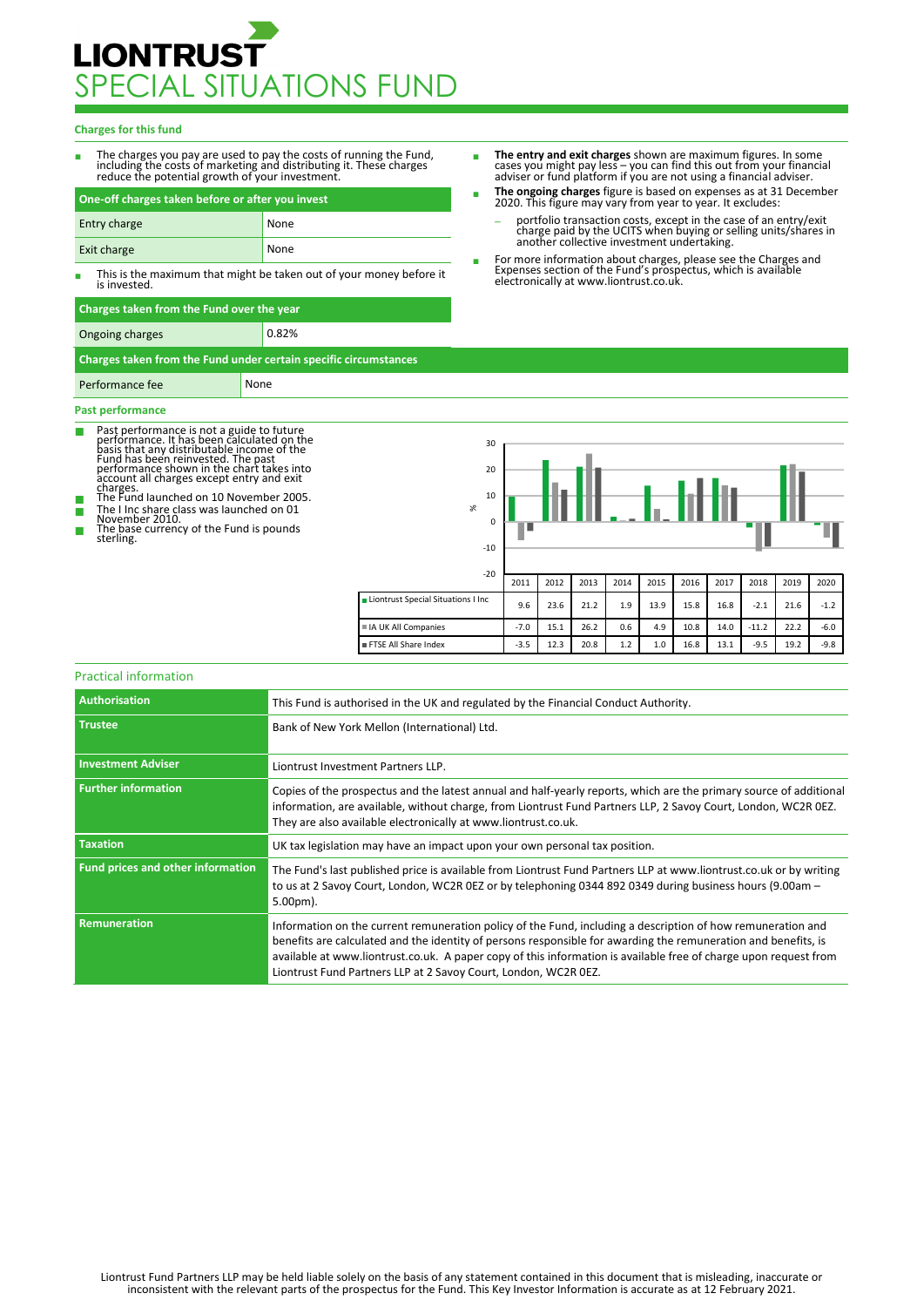## Charges for this fund

- The charges you pay are used to pay the costs of running the Fund, including the costs of marketing and distributing it. These charges reduce the potential growth of your investment.

| One-off charges taken before or after you invest | |
|---|---|
| Entry charge | None |
| Exit charge | None |

- This is the maximum that might be taken out of your money before it is invested.

| Charges taken from the Fund over the year | |
|---|---|
| Ongoing charges | 0.82% |

- **The entry and exit charges** shown are maximum figures. In some cases you might pay less – you can find this out from your financial adviser or fund platform if you are not using a financial adviser.
- **The ongoing charges** figure is based on expenses as at 31 December 2020. This figure may vary from year to year. It excludes:
  - portfolio transaction costs, except in the case of an entry/exit charge paid by the UCITS when buying or selling units/shares in another collective investment undertaking.
- For more information about charges, please see the Charges and Expenses section of the Fund's prospectus, which is available electronically at www.liontrust.co.uk.

| Charges taken from the Fund under certain specific circumstances | |
|---|---|
| Performance fee | None |

## Past performance

- Past performance is not a guide to future performance. It has been calculated on the basis that any distributable income of the Fund has been reinvested. The past performance shown in the chart takes into account all charges except entry and exit charges.
- The Fund launched on 10 November 2005.
- The I Inc share class was launched on 01 November 2010.
- The base currency of the Fund is pounds sterling.

30
20
10
0
-10
-20
%

| | 2011 | 2012 | 2013 | 2014 | 2015 | 2016 | 2017 | 2018 | 2019 | 2020 |
|---|---|---|---|---|---|---|---|---|---|---|
| Liontrust Special Situations I Inc | 9.6 | 23.6 | 21.2 | 1.9 | 13.9 | 15.8 | 16.8 | -2.1 | 21.6 | -1.2 |
| IA UK All Companies | -7.0 | 15.1 | 26.2 | 0.6 | 4.9 | 10.8 | 14.0 | -11.2 | 22.2 | -6.0 |
| FTSE All Share Index | -3.5 | 12.3 | 20.8 | 1.2 | 1.0 | 16.8 | 13.1 | -9.5 | 19.2 | -9.8 |

## Practical information

| | |
|---|---|
| **Authorisation** | This Fund is authorised in the UK and regulated by the Financial Conduct Authority. |
| **Trustee** | Bank of New York Mellon (International) Ltd. |
| **Investment Adviser** | Liontrust Investment Partners LLP. |
| **Further information** | Copies of the prospectus and the latest annual and half-yearly reports, which are the primary source of additional information, are available, without charge, from Liontrust Fund Partners LLP, 2 Savoy Court, London, WC2R 0EZ. They are also available electronically at www.liontrust.co.uk. |
| **Taxation** | UK tax legislation may have an impact upon your own personal tax position. |
| **Fund prices and other information** | The Fund's last published price is available from Liontrust Fund Partners LLP at www.liontrust.co.uk or by writing to us at 2 Savoy Court, London, WC2R 0EZ or by telephoning 0344 892 0349 during business hours (9.00am – 5.00pm). |
| **Remuneration** | Information on the current remuneration policy of the Fund, including a description of how remuneration and benefits are calculated and the identity of persons responsible for awarding the remuneration and benefits, is available at www.liontrust.co.uk. A paper copy of this information is available free of charge upon request from Liontrust Fund Partners LLP at 2 Savoy Court, London, WC2R 0EZ. |

Liontrust Fund Partners LLP may be held liable solely on the basis of any statement contained in this document that is misleading, inaccurate or inconsistent with the relevant parts of the prospectus for the Fund. This Key Investor Information is accurate as at 12 February 2021.